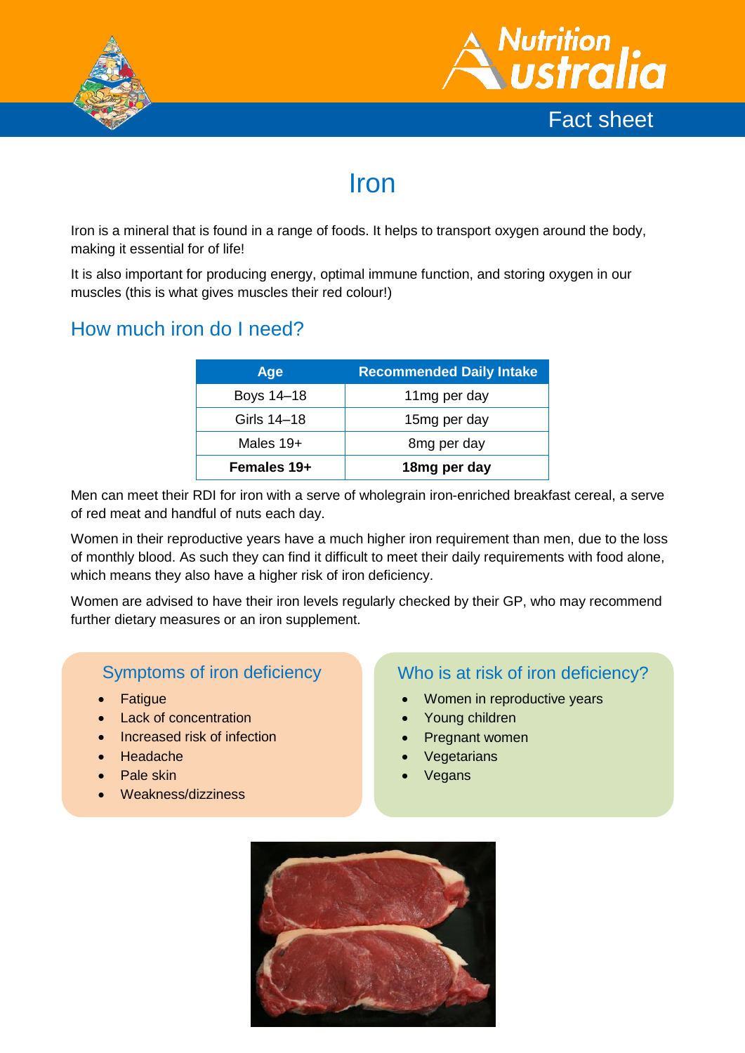# Iron

Iron is a mineral that is found in a range of foods. It helps to transport oxygen around the body, making it essential for of life!

It is also important for producing energy, optimal immune function, and storing oxygen in our muscles (this is what gives muscles their red colour!)

## How much iron do I need?

| Age | Recommended Daily Intake |
|---|---|
| Boys 14–18 | 11mg per day |
| Girls 14–18 | 15mg per day |
| Males 19+ | 8mg per day |
| **Females 19+** | **18mg per day** |

Men can meet their RDI for iron with a serve of wholegrain iron-enriched breakfast cereal, a serve of red meat and handful of nuts each day.

Women in their reproductive years have a much higher iron requirement than men, due to the loss of monthly blood. As such they can find it difficult to meet their daily requirements with food alone, which means they also have a higher risk of iron deficiency.

Women are advised to have their iron levels regularly checked by their GP, who may recommend further dietary measures or an iron supplement.

### Symptoms of iron deficiency

- Fatigue
- Lack of concentration
- Increased risk of infection
- Headache
- Pale skin
- Weakness/dizziness

### Who is at risk of iron deficiency?

- Women in reproductive years
- Young children
- Pregnant women
- Vegetarians
- Vegans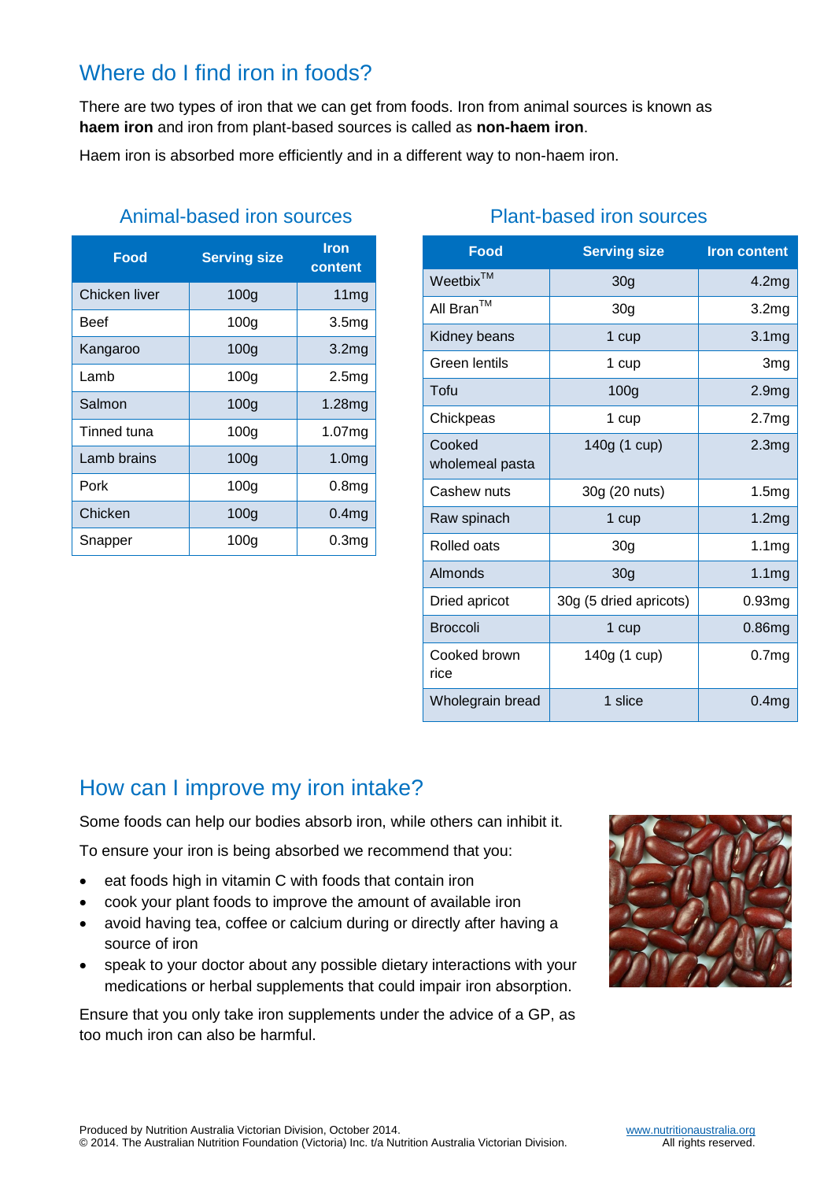## Where do I find iron in foods?

There are two types of iron that we can get from foods. Iron from animal sources is known as **haem iron** and iron from plant-based sources is called as **non-haem iron**.

Haem iron is absorbed more efficiently and in a different way to non-haem iron.

### Animal-based iron sources

| Food | Serving size | Iron content |
|---|---|---|
| Chicken liver | 100g | 11mg |
| Beef | 100g | 3.5mg |
| Kangaroo | 100g | 3.2mg |
| Lamb | 100g | 2.5mg |
| Salmon | 100g | 1.28mg |
| Tinned tuna | 100g | 1.07mg |
| Lamb brains | 100g | 1.0mg |
| Pork | 100g | 0.8mg |
| Chicken | 100g | 0.4mg |
| Snapper | 100g | 0.3mg |

### Plant-based iron sources

| Food | Serving size | Iron content |
|---|---|---|
| Weetbix™ | 30g | 4.2mg |
| All Bran™ | 30g | 3.2mg |
| Kidney beans | 1 cup | 3.1mg |
| Green lentils | 1 cup | 3mg |
| Tofu | 100g | 2.9mg |
| Chickpeas | 1 cup | 2.7mg |
| Cooked wholemeal pasta | 140g (1 cup) | 2.3mg |
| Cashew nuts | 30g (20 nuts) | 1.5mg |
| Raw spinach | 1 cup | 1.2mg |
| Rolled oats | 30g | 1.1mg |
| Almonds | 30g | 1.1mg |
| Dried apricot | 30g (5 dried apricots) | 0.93mg |
| Broccoli | 1 cup | 0.86mg |
| Cooked brown rice | 140g (1 cup) | 0.7mg |
| Wholegrain bread | 1 slice | 0.4mg |

## How can I improve my iron intake?

Some foods can help our bodies absorb iron, while others can inhibit it.

To ensure your iron is being absorbed we recommend that you:

- eat foods high in vitamin C with foods that contain iron
- cook your plant foods to improve the amount of available iron
- avoid having tea, coffee or calcium during or directly after having a source of iron
- speak to your doctor about any possible dietary interactions with your medications or herbal supplements that could impair iron absorption.

Ensure that you only take iron supplements under the advice of a GP, as too much iron can also be harmful.

Produced by Nutrition Australia Victorian Division, October 2014.
© 2014. The Australian Nutrition Foundation (Victoria) Inc. t/a Nutrition Australia Victorian Division.

www.nutritionaustralia.org
All rights reserved.